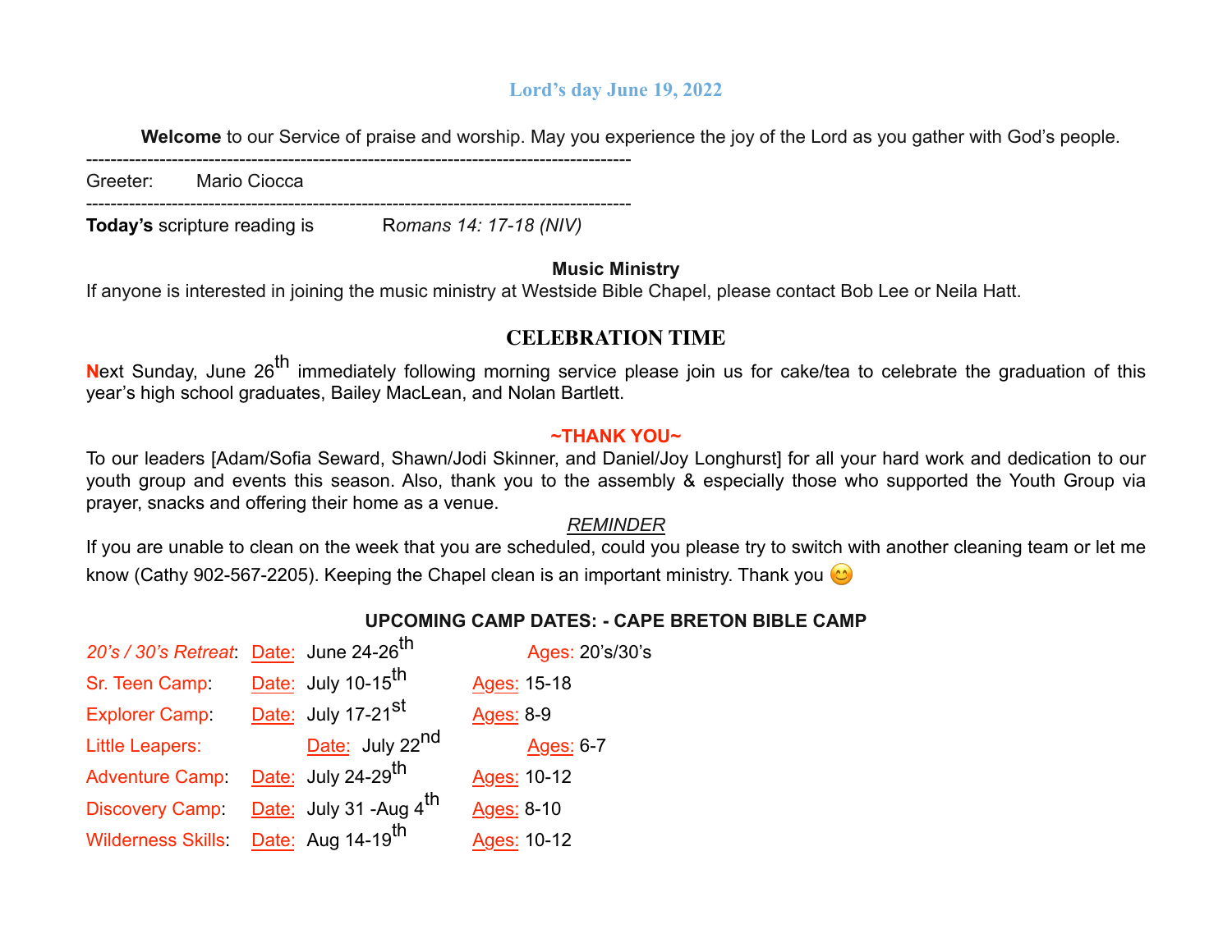# Lord's day June 19, 2022

**Welcome** to our Service of praise and worship. May you experience the joy of the Lord as you gather with God's people.

---

Greeter: Mario Ciocca

---

**Today's** scripture reading is *Romans 14: 17-18 (NIV)*

**Music Ministry**

If anyone is interested in joining the music ministry at Westside Bible Chapel, please contact Bob Lee or Neila Hatt.

## CELEBRATION TIME

Next Sunday, June 26th immediately following morning service please join us for cake/tea to celebrate the graduation of this year's high school graduates, Bailey MacLean, and Nolan Bartlett.

**~THANK YOU~**

To our leaders [Adam/Sofia Seward, Shawn/Jodi Skinner, and Daniel/Joy Longhurst] for all your hard work and dedication to our youth group and events this season. Also, thank you to the assembly & especially those who supported the Youth Group via prayer, snacks and offering their home as a venue.

*REMINDER*

If you are unable to clean on the week that you are scheduled, could you please try to switch with another cleaning team or let me know (Cathy 902-567-2205). Keeping the Chapel clean is an important ministry. Thank you 😊

**UPCOMING CAMP DATES: - CAPE BRETON BIBLE CAMP**

| Camp | Date | Ages |
|---|---|---|
| *20's / 30's Retreat* | June 24-26th | 20's/30's |
| Sr. Teen Camp | July 10-15th | 15-18 |
| Explorer Camp | July 17-21st | 8-9 |
| Little Leapers | July 22nd | 6-7 |
| Adventure Camp | July 24-29th | 10-12 |
| Discovery Camp | July 31 -Aug 4th | 8-10 |
| Wilderness Skills | Aug 14-19th | 10-12 |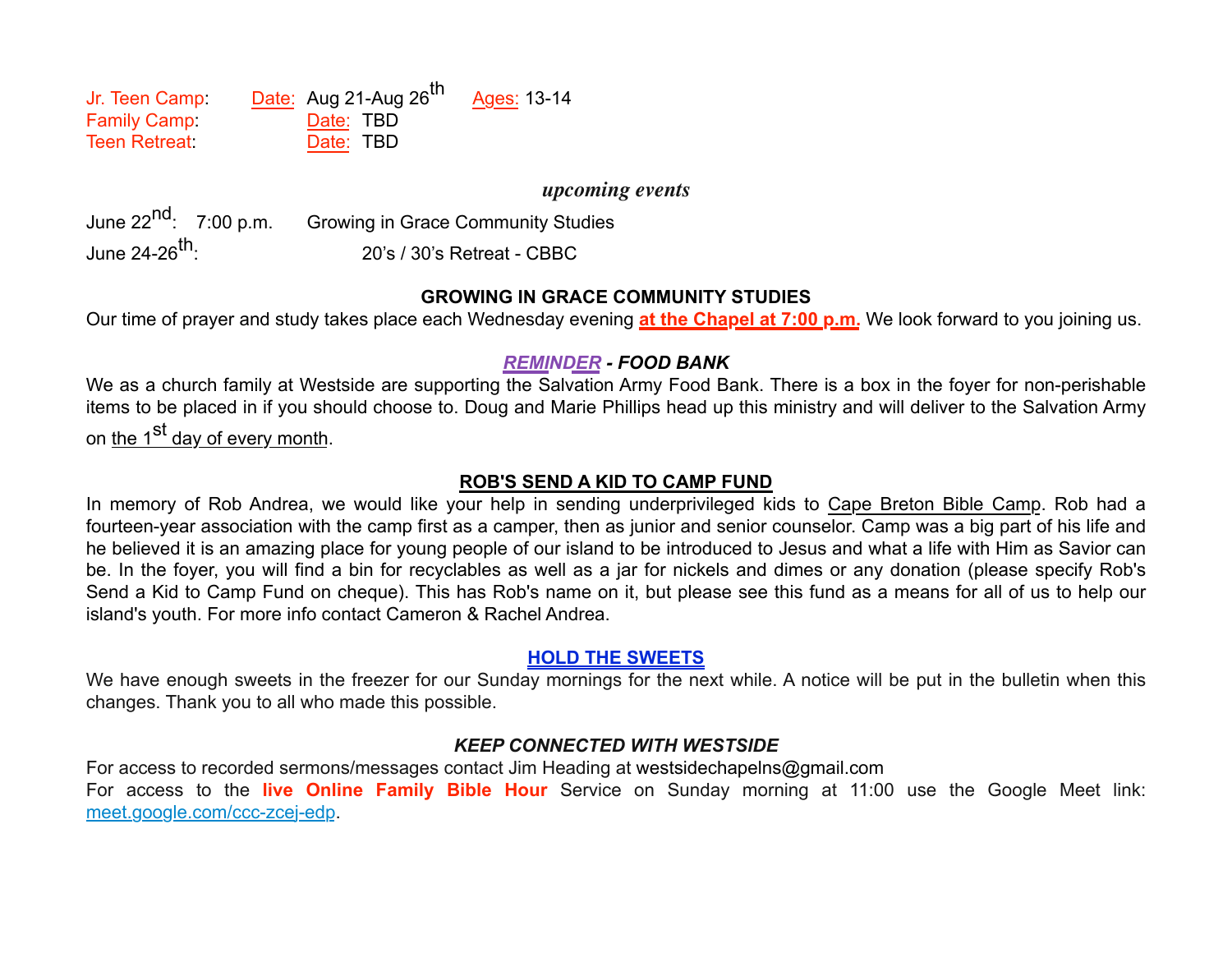Jr. Teen Camp: Date: Aug 21-Aug 26th Ages: 13-14
Family Camp: Date: TBD
Teen Retreat: Date: TBD

### *upcoming events*

June 22nd: 7:00 p.m. Growing in Grace Community Studies
June 24-26th: 20's / 30's Retreat - CBBC

### GROWING IN GRACE COMMUNITY STUDIES

Our time of prayer and study takes place each Wednesday evening **at the Chapel at 7:00 p.m.** We look forward to you joining us.

### *REMINDER - FOOD BANK*

We as a church family at Westside are supporting the Salvation Army Food Bank. There is a box in the foyer for non-perishable items to be placed in if you should choose to. Doug and Marie Phillips head up this ministry and will deliver to the Salvation Army on the 1st day of every month.

### ROB'S SEND A KID TO CAMP FUND

In memory of Rob Andrea, we would like your help in sending underprivileged kids to Cape Breton Bible Camp. Rob had a fourteen-year association with the camp first as a camper, then as junior and senior counselor. Camp was a big part of his life and he believed it is an amazing place for young people of our island to be introduced to Jesus and what a life with Him as Savior can be. In the foyer, you will find a bin for recyclables as well as a jar for nickels and dimes or any donation (please specify Rob's Send a Kid to Camp Fund on cheque). This has Rob's name on it, but please see this fund as a means for all of us to help our island's youth. For more info contact Cameron & Rachel Andrea.

### HOLD THE SWEETS

We have enough sweets in the freezer for our Sunday mornings for the next while. A notice will be put in the bulletin when this changes. Thank you to all who made this possible.

### *KEEP CONNECTED WITH WESTSIDE*

For access to recorded sermons/messages contact Jim Heading at westsidechapelns@gmail.com
For access to the **live Online Family Bible Hour** Service on Sunday morning at 11:00 use the Google Meet link: meet.google.com/ccc-zcej-edp.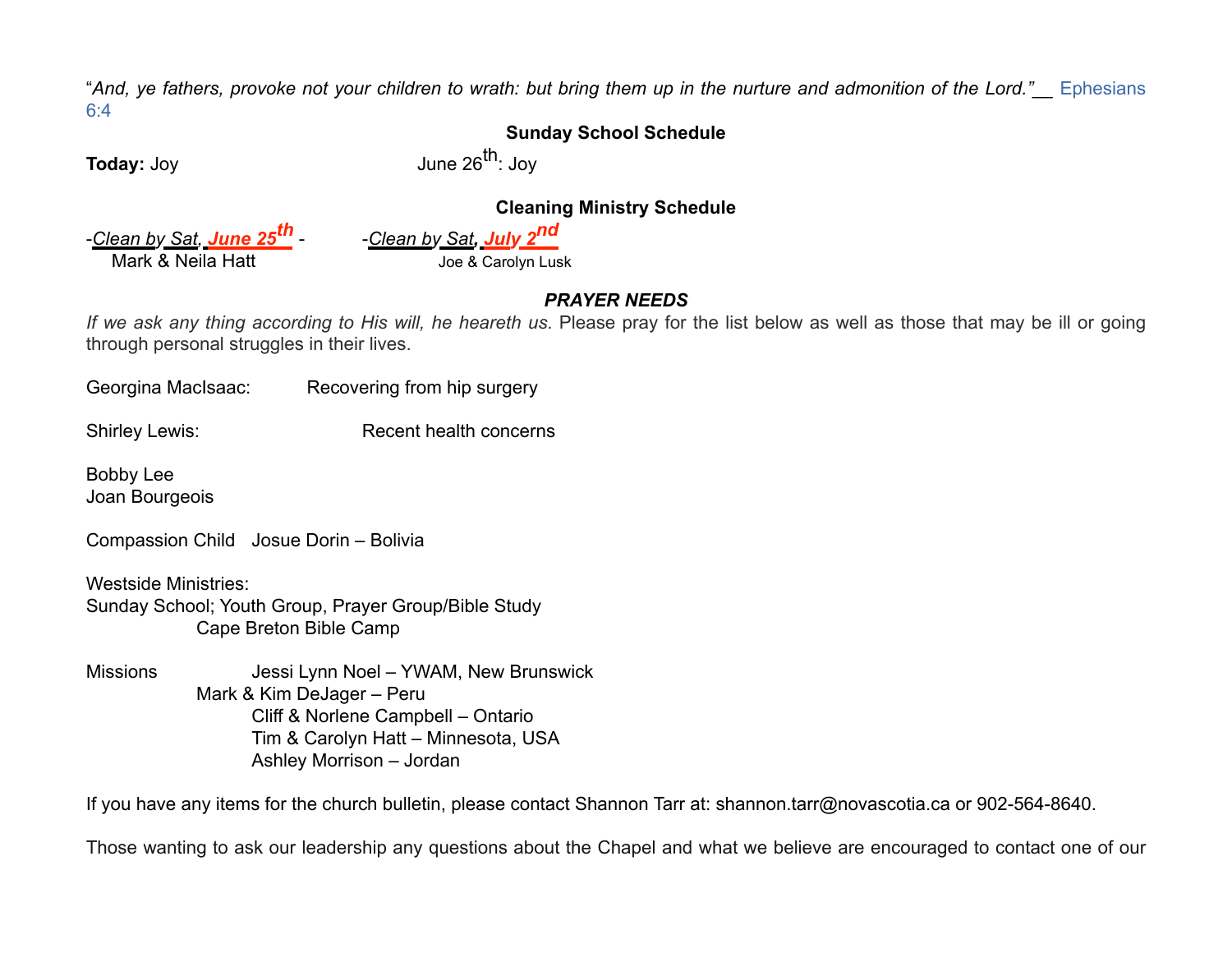"*And, ye fathers, provoke not your children to wrath: but bring them up in the nurture and admonition of the Lord."*__ Ephesians 6:4

**Sunday School Schedule**

**Today:** Joy

June 26th: Joy

**Cleaning Ministry Schedule**

-*Clean by Sat, June 25th* - Mark & Neila Hatt

-*Clean by Sat, July 2nd* Joe & Carolyn Lusk

***PRAYER NEEDS***

*If we ask any thing according to His will, he heareth us.* Please pray for the list below as well as those that may be ill or going through personal struggles in their lives.

Georgina MacIsaac: Recovering from hip surgery

Shirley Lewis: Recent health concerns

Bobby Lee
Joan Bourgeois

Compassion Child Josue Dorin – Bolivia

Westside Ministries:
Sunday School; Youth Group, Prayer Group/Bible Study
Cape Breton Bible Camp

Missions
Jessi Lynn Noel – YWAM, New Brunswick
Mark & Kim DeJager – Peru
Cliff & Norlene Campbell – Ontario
Tim & Carolyn Hatt – Minnesota, USA
Ashley Morrison – Jordan

If you have any items for the church bulletin, please contact Shannon Tarr at: shannon.tarr@novascotia.ca or 902-564-8640.

Those wanting to ask our leadership any questions about the Chapel and what we believe are encouraged to contact one of our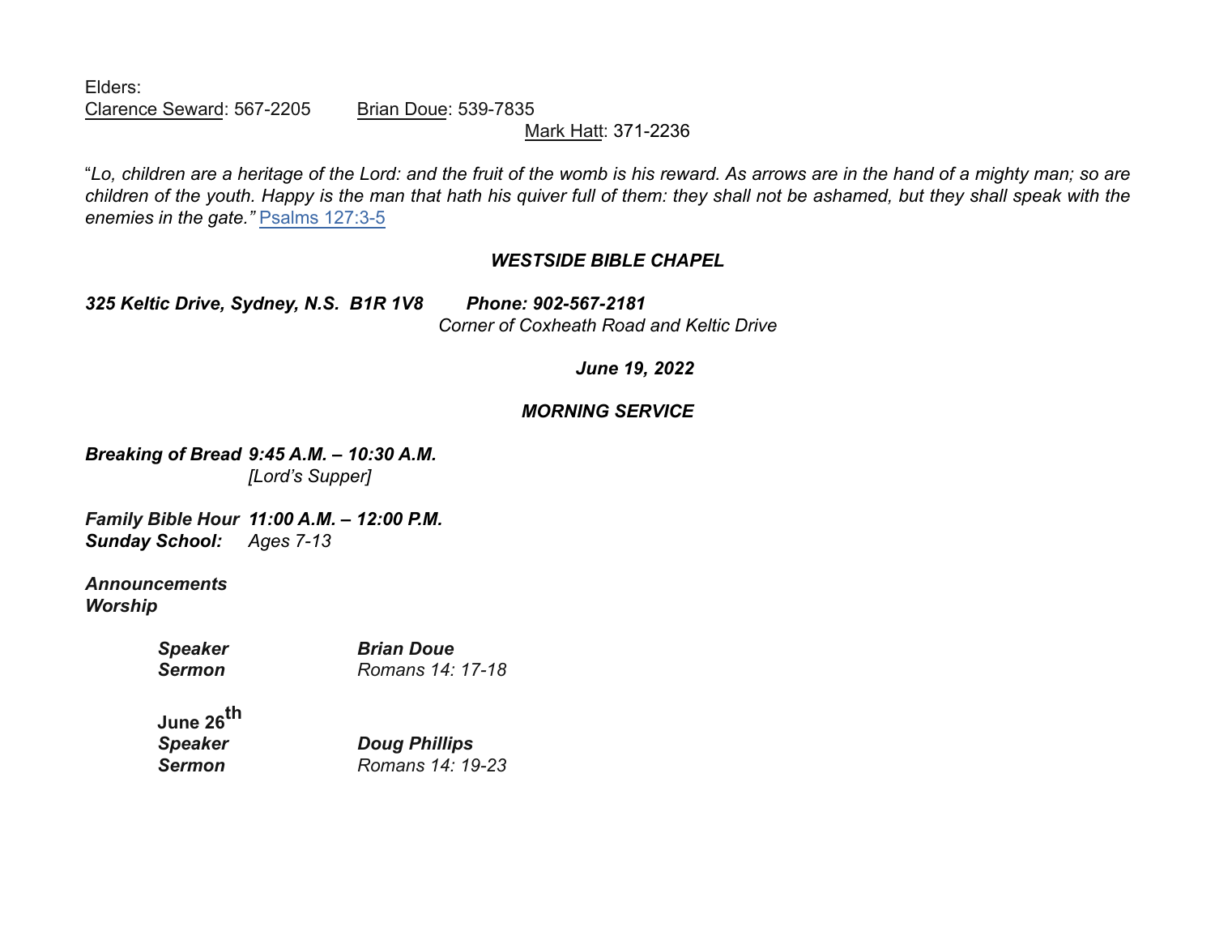Elders:
Clarence Seward: 567-2205 Brian Doue: 539-7835
Mark Hatt: 371-2236

"*Lo, children are a heritage of the Lord: and the fruit of the womb is his reward. As arrows are in the hand of a mighty man; so are children of the youth. Happy is the man that hath his quiver full of them: they shall not be ashamed, but they shall speak with the enemies in the gate."* Psalms 127:3-5

***WESTSIDE BIBLE CHAPEL***

***325 Keltic Drive, Sydney, N.S. B1R 1V8 Phone: 902-567-2181***
*Corner of Coxheath Road and Keltic Drive*

***June 19, 2022***

***MORNING SERVICE***

***Breaking of Bread 9:45 A.M. – 10:30 A.M.***
*[Lord's Supper]*

***Family Bible Hour 11:00 A.M. – 12:00 P.M.***
***Sunday School:*** *Ages 7-13*

***Announcements***
***Worship***

***Speaker*** ***Brian Doue***
***Sermon*** *Romans 14: 17-18*

**June 26th**
***Speaker*** ***Doug Phillips***
***Sermon*** *Romans 14: 19-23*